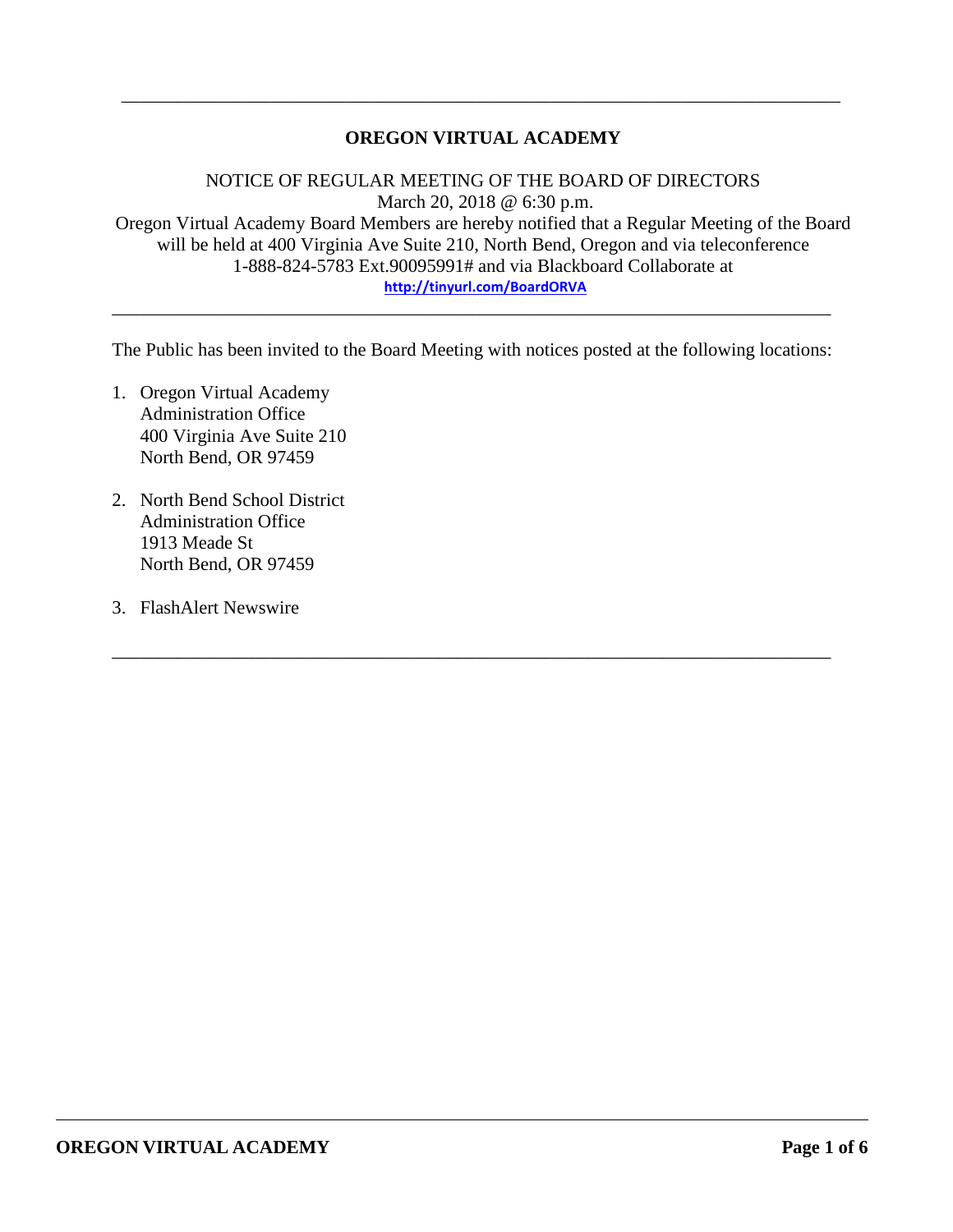# OREGON VIRTUAL ACADEMY

NOTICE OF REGULAR MEETING OF THE BOARD OF DIRECTORS
March 20, 2018 @ 6:30 p.m.
Oregon Virtual Academy Board Members are hereby notified that a Regular Meeting of the Board will be held at 400 Virginia Ave Suite 210, North Bend, Oregon and via teleconference 1-888-824-5783 Ext.90095991# and via Blackboard Collaborate at
http://tinyurl.com/BoardORVA

---

The Public has been invited to the Board Meeting with notices posted at the following locations:

1. Oregon Virtual Academy
   Administration Office
   400 Virginia Ave Suite 210
   North Bend, OR 97459

2. North Bend School District
   Administration Office
   1913 Meade St
   North Bend, OR 97459

3. FlashAlert Newswire

---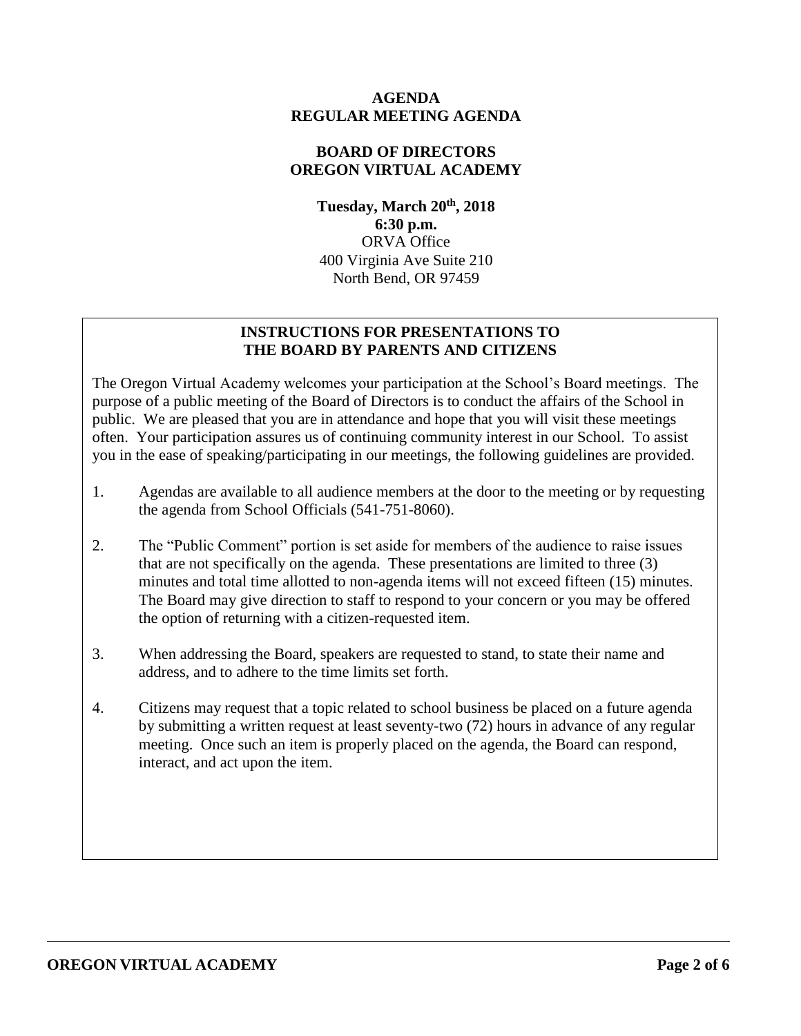**AGENDA**
**REGULAR MEETING AGENDA**

**BOARD OF DIRECTORS**
**OREGON VIRTUAL ACADEMY**

**Tuesday, March 20th, 2018**
**6:30 p.m.**
ORVA Office
400 Virginia Ave Suite 210
North Bend, OR 97459

## INSTRUCTIONS FOR PRESENTATIONS TO THE BOARD BY PARENTS AND CITIZENS

The Oregon Virtual Academy welcomes your participation at the School's Board meetings. The purpose of a public meeting of the Board of Directors is to conduct the affairs of the School in public. We are pleased that you are in attendance and hope that you will visit these meetings often. Your participation assures us of continuing community interest in our School. To assist you in the ease of speaking/participating in our meetings, the following guidelines are provided.

1. Agendas are available to all audience members at the door to the meeting or by requesting the agenda from School Officials (541-751-8060).

2. The "Public Comment" portion is set aside for members of the audience to raise issues that are not specifically on the agenda. These presentations are limited to three (3) minutes and total time allotted to non-agenda items will not exceed fifteen (15) minutes. The Board may give direction to staff to respond to your concern or you may be offered the option of returning with a citizen-requested item.

3. When addressing the Board, speakers are requested to stand, to state their name and address, and to adhere to the time limits set forth.

4. Citizens may request that a topic related to school business be placed on a future agenda by submitting a written request at least seventy-two (72) hours in advance of any regular meeting. Once such an item is properly placed on the agenda, the Board can respond, interact, and act upon the item.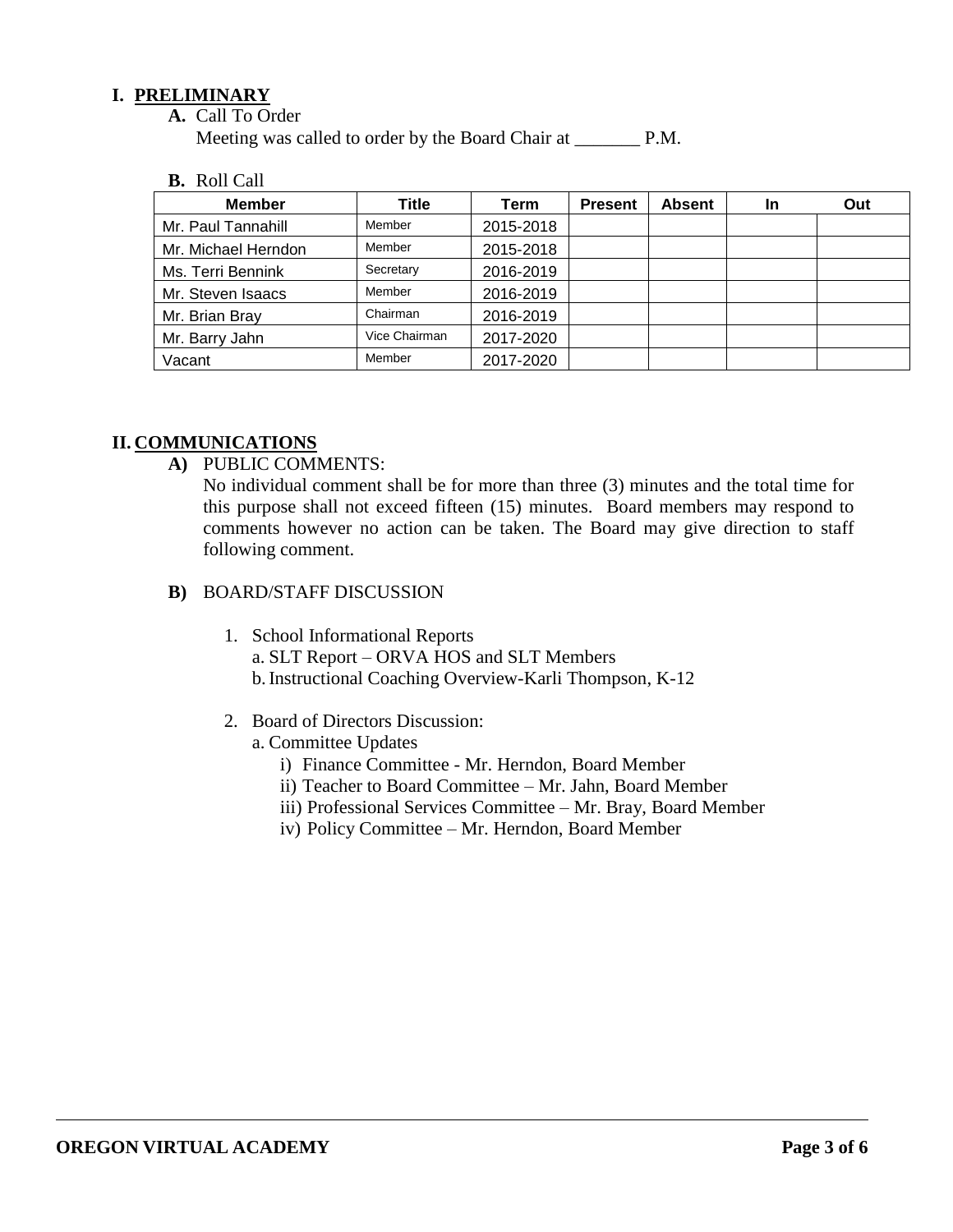## I. PRELIMINARY

**A.** Call To Order

Meeting was called to order by the Board Chair at _______ P.M.

**B.** Roll Call

| Member | Title | Term | Present | Absent | In | Out |
|---|---|---|---|---|---|---|
| Mr. Paul Tannahill | Member | 2015-2018 | | | | |
| Mr. Michael Herndon | Member | 2015-2018 | | | | |
| Ms. Terri Bennink | Secretary | 2016-2019 | | | | |
| Mr. Steven Isaacs | Member | 2016-2019 | | | | |
| Mr. Brian Bray | Chairman | 2016-2019 | | | | |
| Mr. Barry Jahn | Vice Chairman | 2017-2020 | | | | |
| Vacant | Member | 2017-2020 | | | | |

## II. COMMUNICATIONS

**A)** PUBLIC COMMENTS:

No individual comment shall be for more than three (3) minutes and the total time for this purpose shall not exceed fifteen (15) minutes. Board members may respond to comments however no action can be taken. The Board may give direction to staff following comment.

**B)** BOARD/STAFF DISCUSSION

1. School Informational Reports
   a. SLT Report – ORVA HOS and SLT Members
   b. Instructional Coaching Overview-Karli Thompson, K-12

2. Board of Directors Discussion:
   a. Committee Updates
      i) Finance Committee - Mr. Herndon, Board Member
      ii) Teacher to Board Committee – Mr. Jahn, Board Member
      iii) Professional Services Committee – Mr. Bray, Board Member
      iv) Policy Committee – Mr. Herndon, Board Member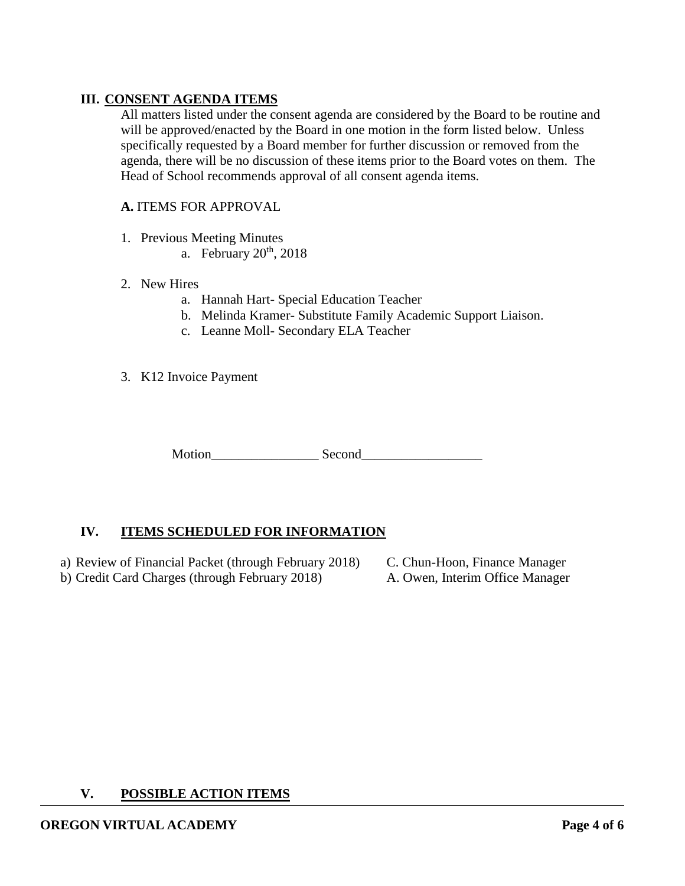## III. CONSENT AGENDA ITEMS

All matters listed under the consent agenda are considered by the Board to be routine and will be approved/enacted by the Board in one motion in the form listed below. Unless specifically requested by a Board member for further discussion or removed from the agenda, there will be no discussion of these items prior to the Board votes on them. The Head of School recommends approval of all consent agenda items.

**A.** ITEMS FOR APPROVAL

1. Previous Meeting Minutes
   a. February 20th, 2018

2. New Hires
   a. Hannah Hart- Special Education Teacher
   b. Melinda Kramer- Substitute Family Academic Support Liaison.
   c. Leanne Moll- Secondary ELA Teacher

3. K12 Invoice Payment

Motion________________ Second__________________

## IV. ITEMS SCHEDULED FOR INFORMATION

a) Review of Financial Packet (through February 2018) — C. Chun-Hoon, Finance Manager
b) Credit Card Charges (through February 2018) — A. Owen, Interim Office Manager

## V. POSSIBLE ACTION ITEMS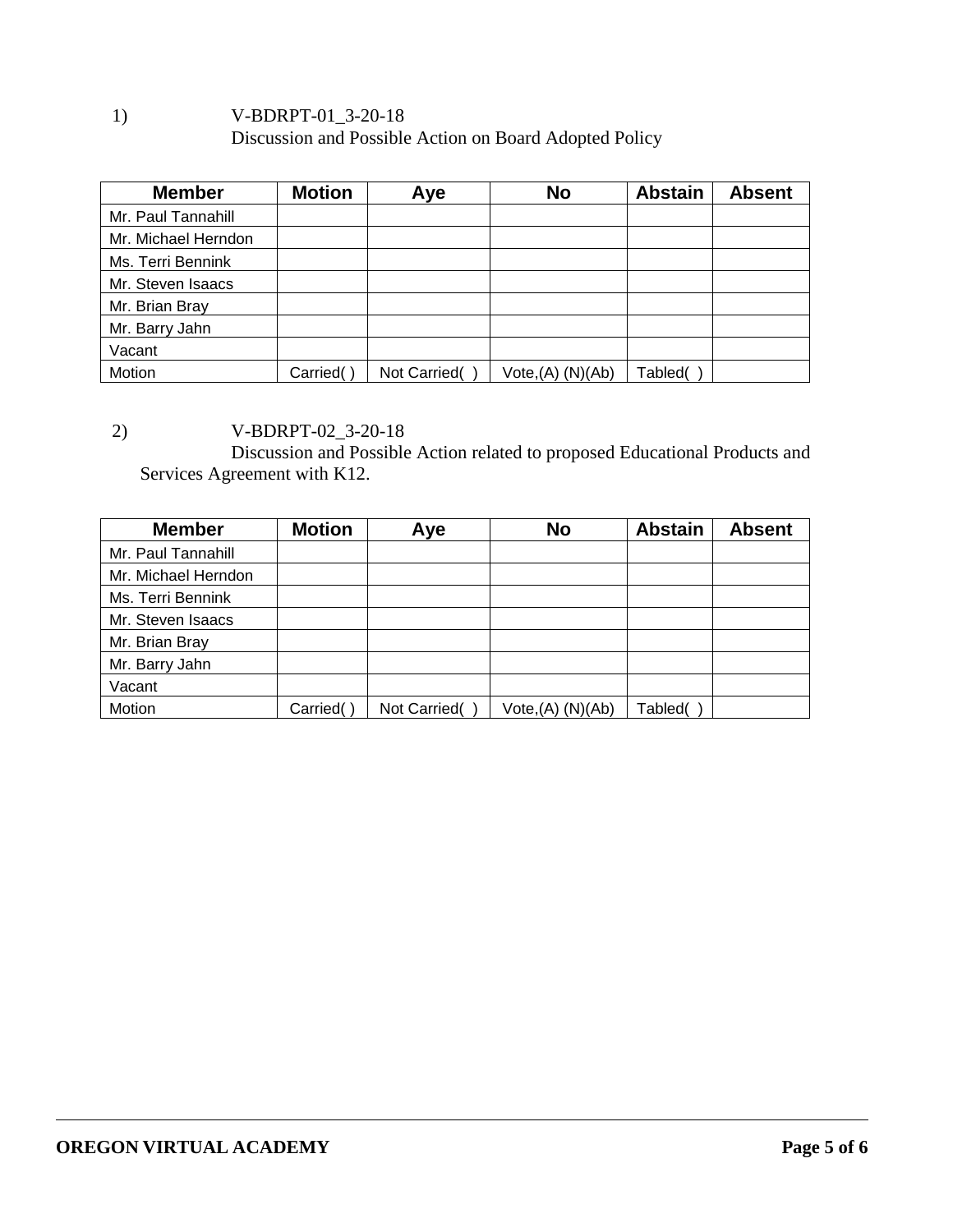1) V-BDRPT-01_3-20-18
Discussion and Possible Action on Board Adopted Policy

| Member | Motion | Aye | No | Abstain | Absent |
|---|---|---|---|---|---|
| Mr. Paul Tannahill | | | | | |
| Mr. Michael Herndon | | | | | |
| Ms. Terri Bennink | | | | | |
| Mr. Steven Isaacs | | | | | |
| Mr. Brian Bray | | | | | |
| Mr. Barry Jahn | | | | | |
| Vacant | | | | | |
| Motion | Carried( ) | Not Carried( ) | Vote,(A) (N)(Ab) | Tabled( ) | |

2) V-BDRPT-02_3-20-18
Discussion and Possible Action related to proposed Educational Products and Services Agreement with K12.

| Member | Motion | Aye | No | Abstain | Absent |
|---|---|---|---|---|---|
| Mr. Paul Tannahill | | | | | |
| Mr. Michael Herndon | | | | | |
| Ms. Terri Bennink | | | | | |
| Mr. Steven Isaacs | | | | | |
| Mr. Brian Bray | | | | | |
| Mr. Barry Jahn | | | | | |
| Vacant | | | | | |
| Motion | Carried( ) | Not Carried( ) | Vote,(A) (N)(Ab) | Tabled( ) | |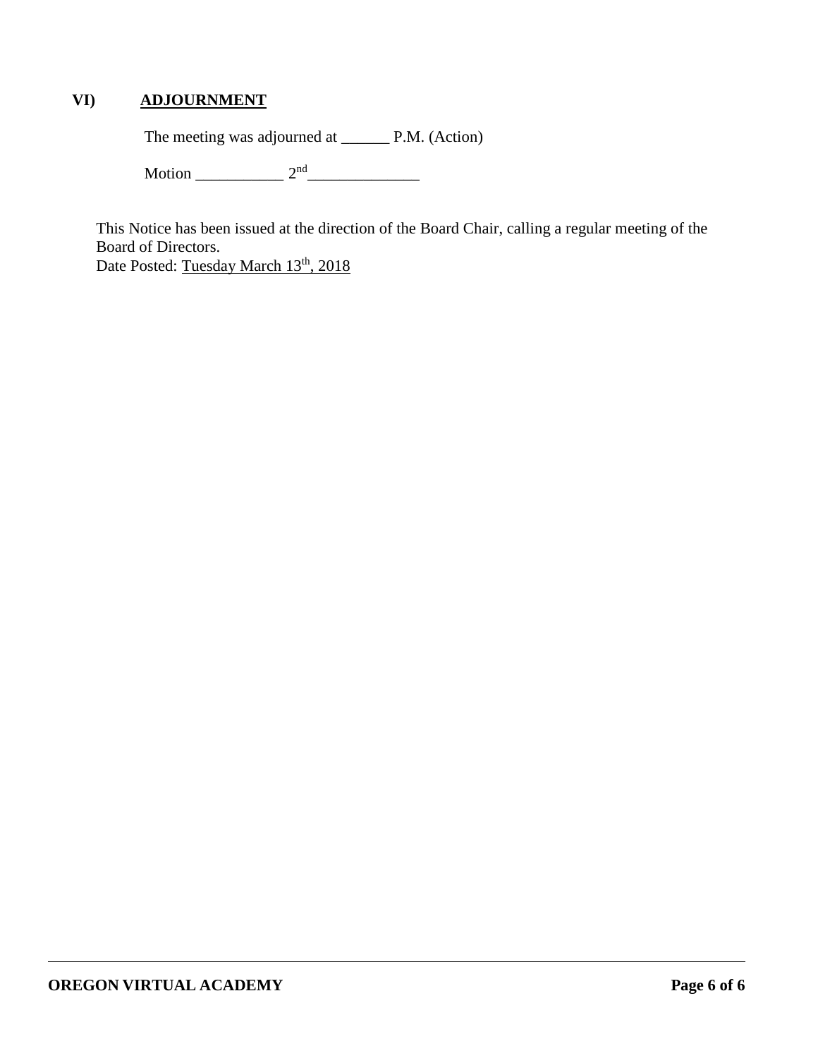## VI) ADJOURNMENT

The meeting was adjourned at ______ P.M. (Action)

Motion ___________ 2nd______________

This Notice has been issued at the direction of the Board Chair, calling a regular meeting of the Board of Directors.
Date Posted: Tuesday March 13th, 2018